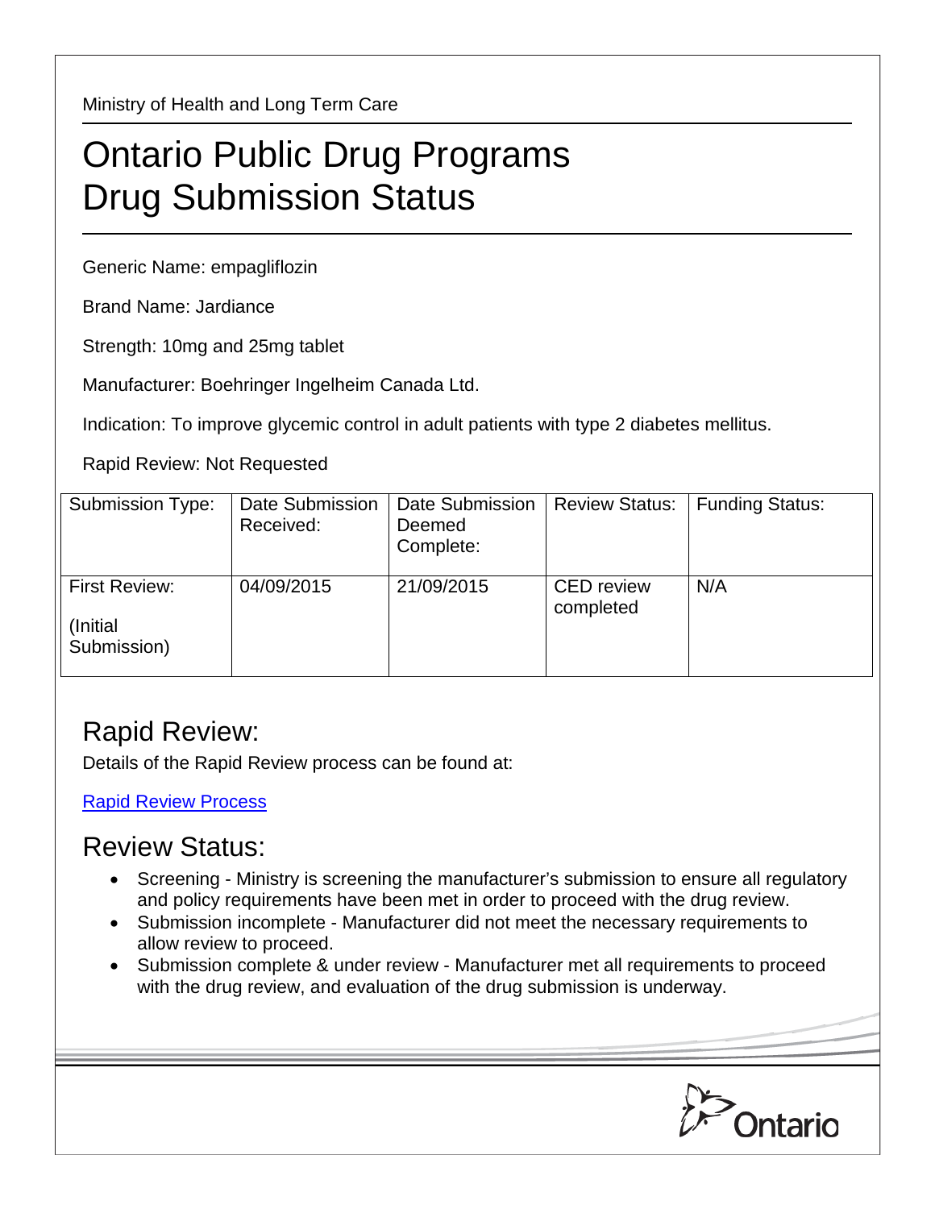Ministry of Health and Long Term Care

# Ontario Public Drug Programs Drug Submission Status

Generic Name: empagliflozin

Brand Name: Jardiance

Strength: 10mg and 25mg tablet

Manufacturer: Boehringer Ingelheim Canada Ltd.

Indication: To improve glycemic control in adult patients with type 2 diabetes mellitus.

Rapid Review: Not Requested

| Submission Type: | Date Submission Received: | Date Submission Deemed Complete: | Review Status: | Funding Status: |
|---|---|---|---|---|
| First Review: (Initial Submission) | 04/09/2015 | 21/09/2015 | CED review completed | N/A |

## Rapid Review:

Details of the Rapid Review process can be found at:

Rapid Review Process

## Review Status:

- Screening - Ministry is screening the manufacturer's submission to ensure all regulatory and policy requirements have been met in order to proceed with the drug review.
- Submission incomplete - Manufacturer did not meet the necessary requirements to allow review to proceed.
- Submission complete & under review - Manufacturer met all requirements to proceed with the drug review, and evaluation of the drug submission is underway.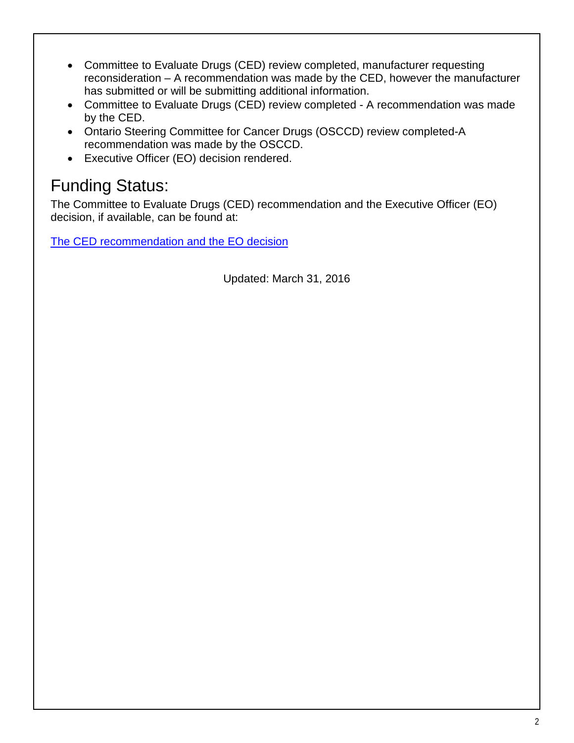- Committee to Evaluate Drugs (CED) review completed, manufacturer requesting reconsideration – A recommendation was made by the CED, however the manufacturer has submitted or will be submitting additional information.
- Committee to Evaluate Drugs (CED) review completed - A recommendation was made by the CED.
- Ontario Steering Committee for Cancer Drugs (OSCCD) review completed-A recommendation was made by the OSCCD.
- Executive Officer (EO) decision rendered.

## Funding Status:

The Committee to Evaluate Drugs (CED) recommendation and the Executive Officer (EO) decision, if available, can be found at:

The CED recommendation and the EO decision

Updated: March 31, 2016